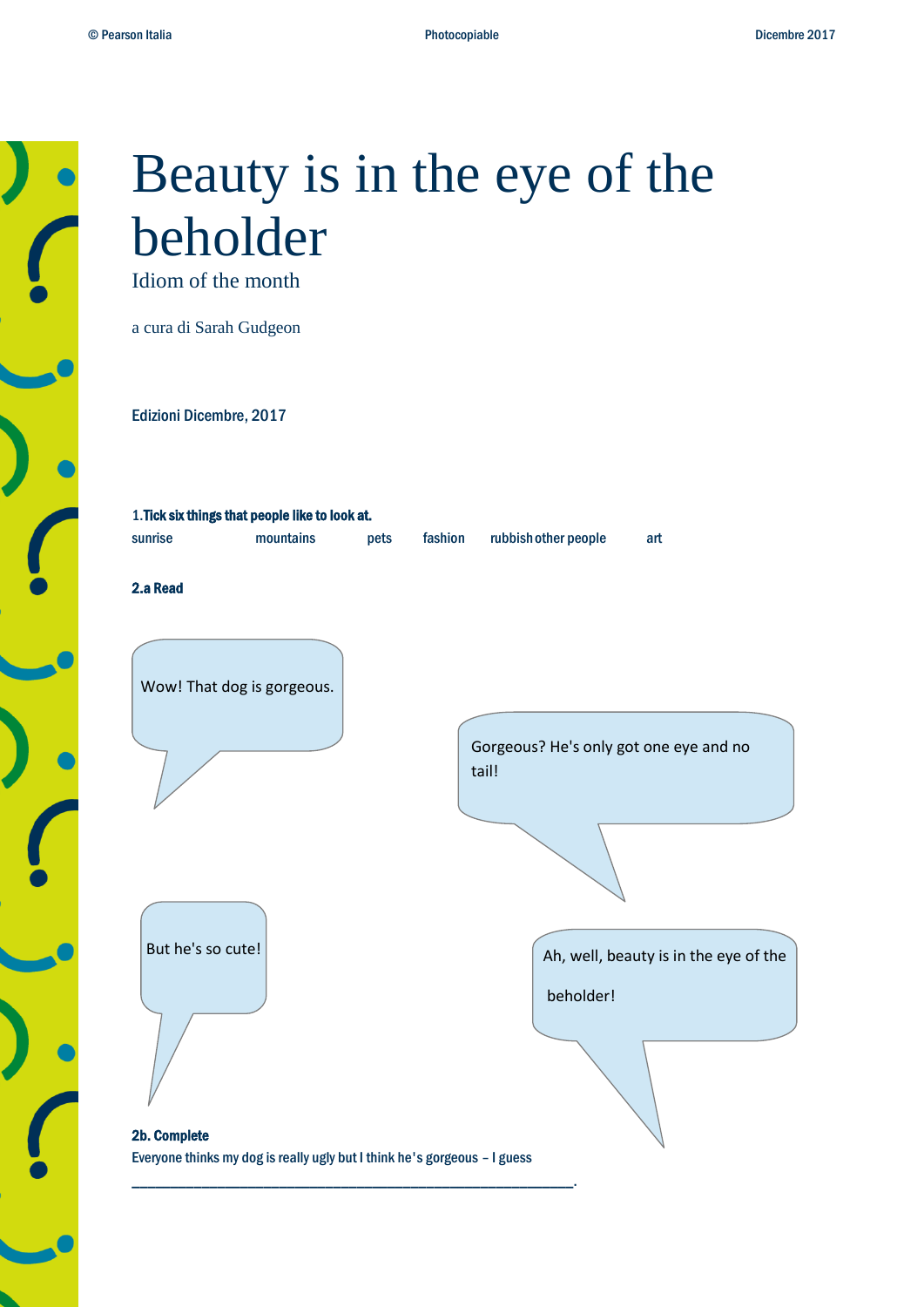# Beauty is in the eye of the beholder

## Idiom of the month

a cura di Sarah Gudgeon

Edizioni Dicembre, 2017

**1. Tick six things that people like to look at.**

sunrise mountains pets fashion rubbish other people art

**2.a Read**

Wow! That dog is gorgeous.

Gorgeous? He's only got one eye and no tail!

But he's so cute!

Ah, well, beauty is in the eye of the beholder!

**2b. Complete**

Everyone thinks my dog is really ugly but I think he's gorgeous – I guess

_______________________________________________________________.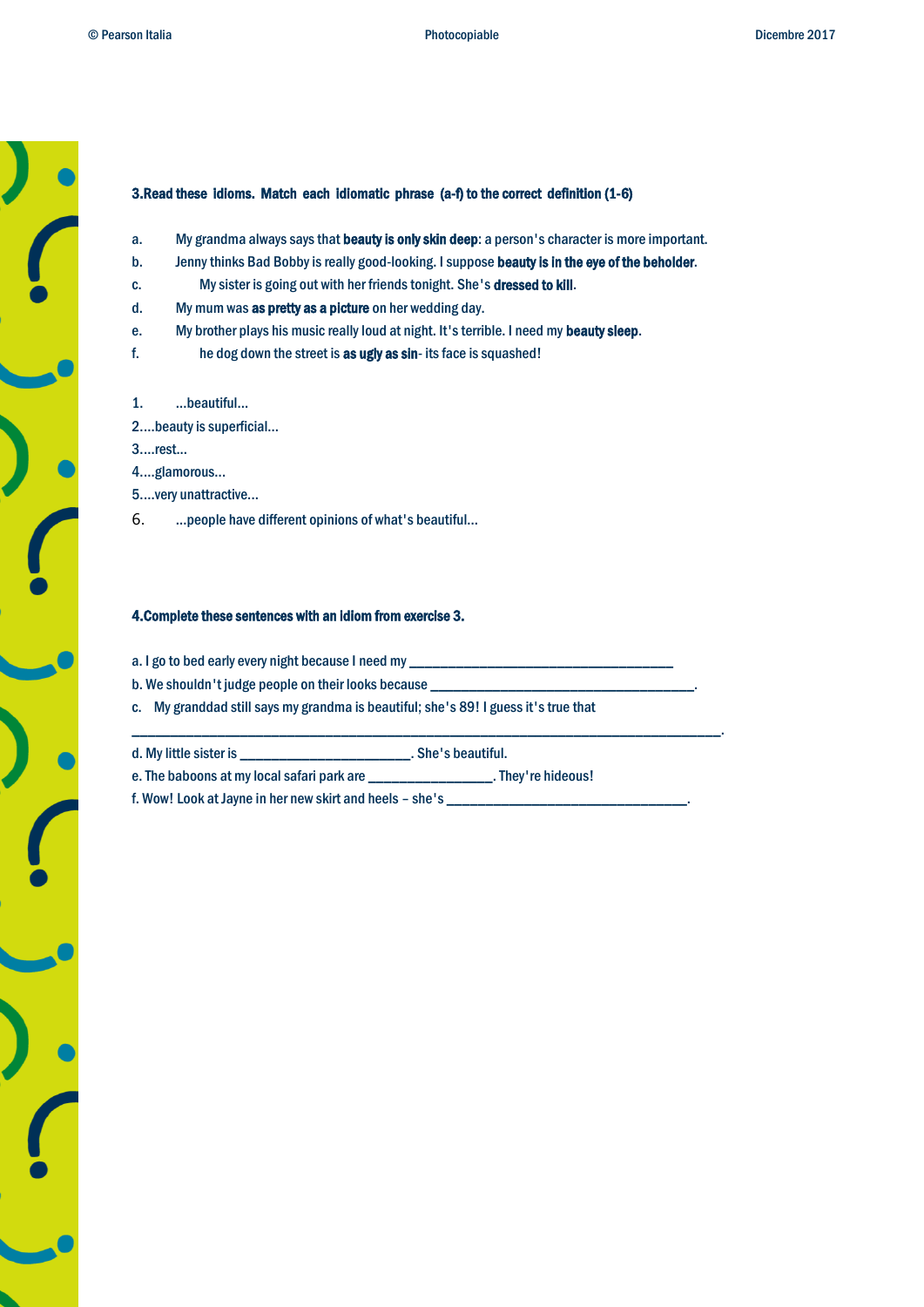**3.Read these idioms. Match each idiomatic phrase (a-f) to the correct definition (1-6)**

a. My grandma always says that **beauty is only skin deep**: a person's character is more important.

b. Jenny thinks Bad Bobby is really good-looking. I suppose **beauty is in the eye of the beholder**.

c. My sister is going out with her friends tonight. She's **dressed to kill**.

d. My mum was **as pretty as a picture** on her wedding day.

e. My brother plays his music really loud at night. It's terrible. I need my **beauty sleep**.

f. he dog down the street is **as ugly as sin**- its face is squashed!

1. ...beautiful...
2. ...beauty is superficial...
3. ...rest...
4. ...glamorous...
5. ...very unattractive...
6. ...people have different opinions of what's beautiful...

**4.Complete these sentences with an idiom from exercise 3.**

a. I go to bed early every night because I need my ________________________________

b. We shouldn't judge people on their looks because ________________________________.

c. My granddad still says my grandma is beautiful; she's 89! I guess it's true that ________________________________________________________________________.

d. My little sister is ____________________. She's beautiful.

e. The baboons at my local safari park are _______________. They're hideous!

f. Wow! Look at Jayne in her new skirt and heels – she's _____________________________.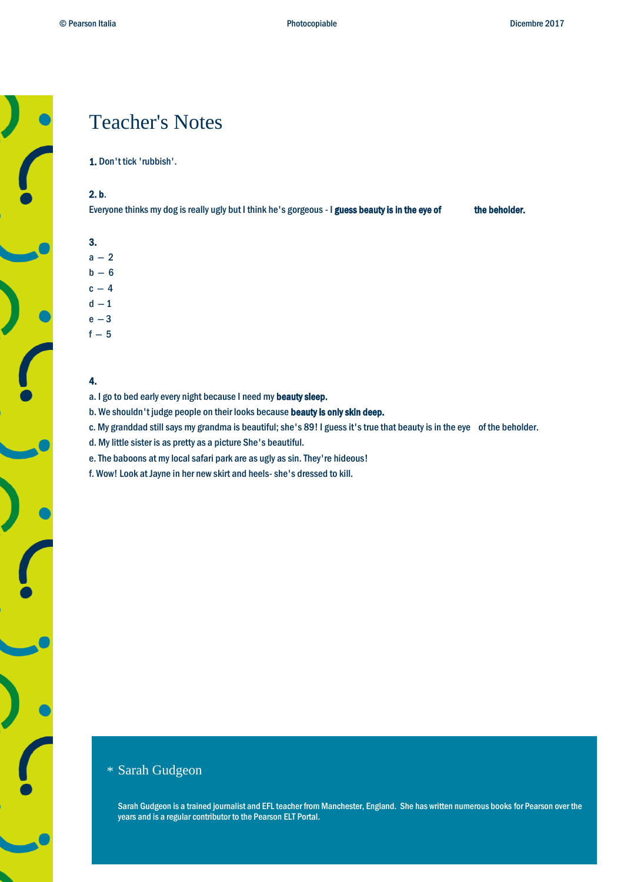# Teacher's Notes

**1.** Don't tick 'rubbish'.

**2. b**.

Everyone thinks my dog is really ugly but I think he's gorgeous - I **guess beauty is in the eye of the beholder.**

**3.**

a – 2
b – 6
c – 4
d – 1
e – 3
f – 5

**4.**

a. I go to bed early every night because I need my **beauty sleep.**
b. We shouldn't judge people on their looks because **beauty is only skin deep.**
c. My granddad still says my grandma is beautiful; she's 89! I guess it's true that beauty is in the eye of the beholder.
d. My little sister is as pretty as a picture She's beautiful.
e. The baboons at my local safari park are as ugly as sin. They're hideous!
f. Wow! Look at Jayne in her new skirt and heels- she's dressed to kill.

## * Sarah Gudgeon

Sarah Gudgeon is a trained journalist and EFL teacher from Manchester, England. She has written numerous books for Pearson over the years and is a regular contributor to the Pearson ELT Portal.